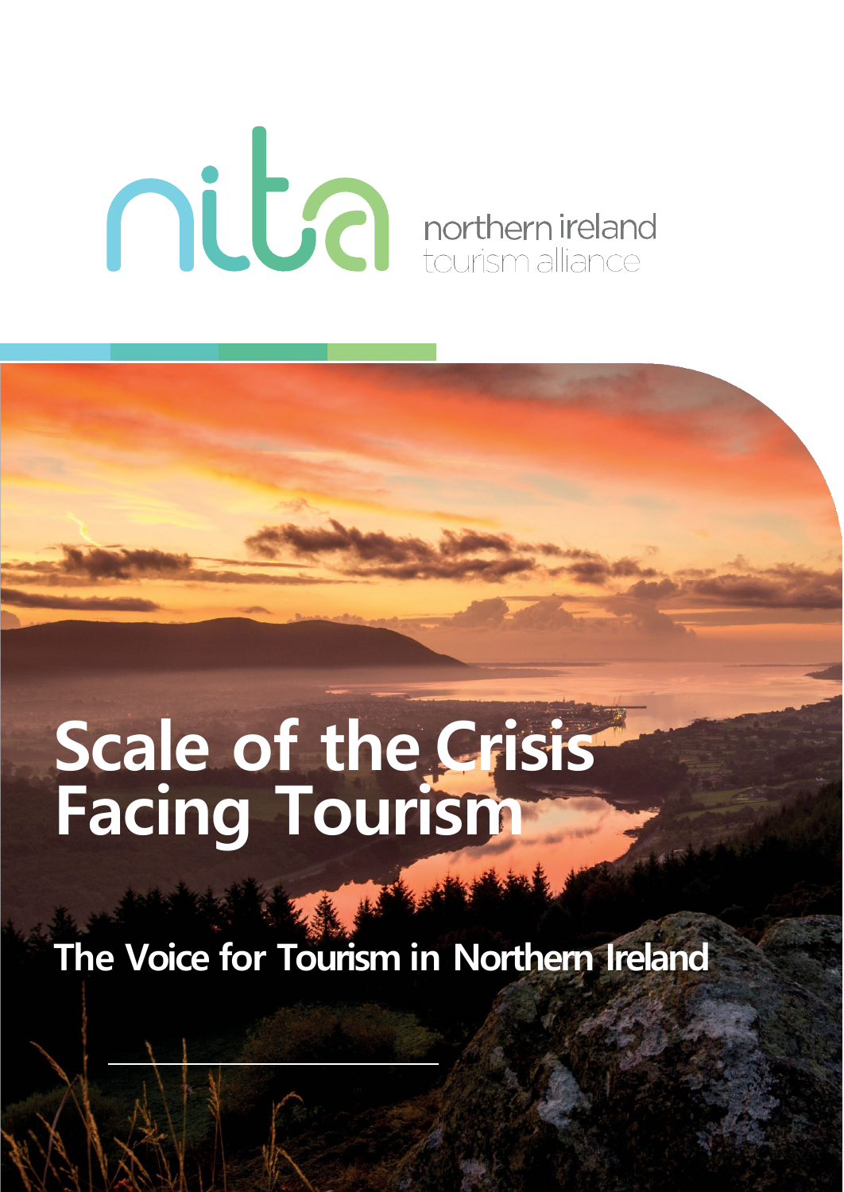nita northern ireland tourism alliance

# Scale of the Crisis Facing Tourism

## The Voice for Tourism in Northern Ireland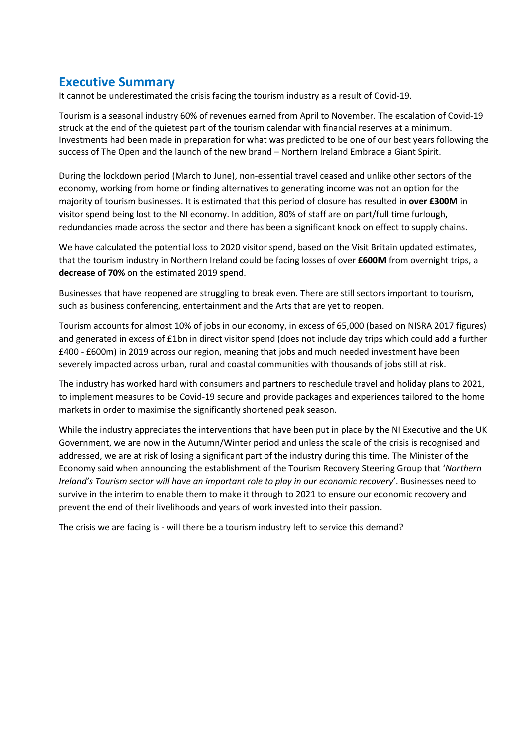## Executive Summary

It cannot be underestimated the crisis facing the tourism industry as a result of Covid-19.

Tourism is a seasonal industry 60% of revenues earned from April to November. The escalation of Covid-19 struck at the end of the quietest part of the tourism calendar with financial reserves at a minimum. Investments had been made in preparation for what was predicted to be one of our best years following the success of The Open and the launch of the new brand – Northern Ireland Embrace a Giant Spirit.

During the lockdown period (March to June), non-essential travel ceased and unlike other sectors of the economy, working from home or finding alternatives to generating income was not an option for the majority of tourism businesses. It is estimated that this period of closure has resulted in **over £300M** in visitor spend being lost to the NI economy. In addition, 80% of staff are on part/full time furlough, redundancies made across the sector and there has been a significant knock on effect to supply chains.

We have calculated the potential loss to 2020 visitor spend, based on the Visit Britain updated estimates, that the tourism industry in Northern Ireland could be facing losses of over **£600M** from overnight trips, a **decrease of 70%** on the estimated 2019 spend.

Businesses that have reopened are struggling to break even. There are still sectors important to tourism, such as business conferencing, entertainment and the Arts that are yet to reopen.

Tourism accounts for almost 10% of jobs in our economy, in excess of 65,000 (based on NISRA 2017 figures) and generated in excess of £1bn in direct visitor spend (does not include day trips which could add a further £400 - £600m) in 2019 across our region, meaning that jobs and much needed investment have been severely impacted across urban, rural and coastal communities with thousands of jobs still at risk.

The industry has worked hard with consumers and partners to reschedule travel and holiday plans to 2021, to implement measures to be Covid-19 secure and provide packages and experiences tailored to the home markets in order to maximise the significantly shortened peak season.

While the industry appreciates the interventions that have been put in place by the NI Executive and the UK Government, we are now in the Autumn/Winter period and unless the scale of the crisis is recognised and addressed, we are at risk of losing a significant part of the industry during this time. The Minister of the Economy said when announcing the establishment of the Tourism Recovery Steering Group that '*Northern Ireland's Tourism sector will have an important role to play in our economic recovery*'. Businesses need to survive in the interim to enable them to make it through to 2021 to ensure our economic recovery and prevent the end of their livelihoods and years of work invested into their passion.

The crisis we are facing is - will there be a tourism industry left to service this demand?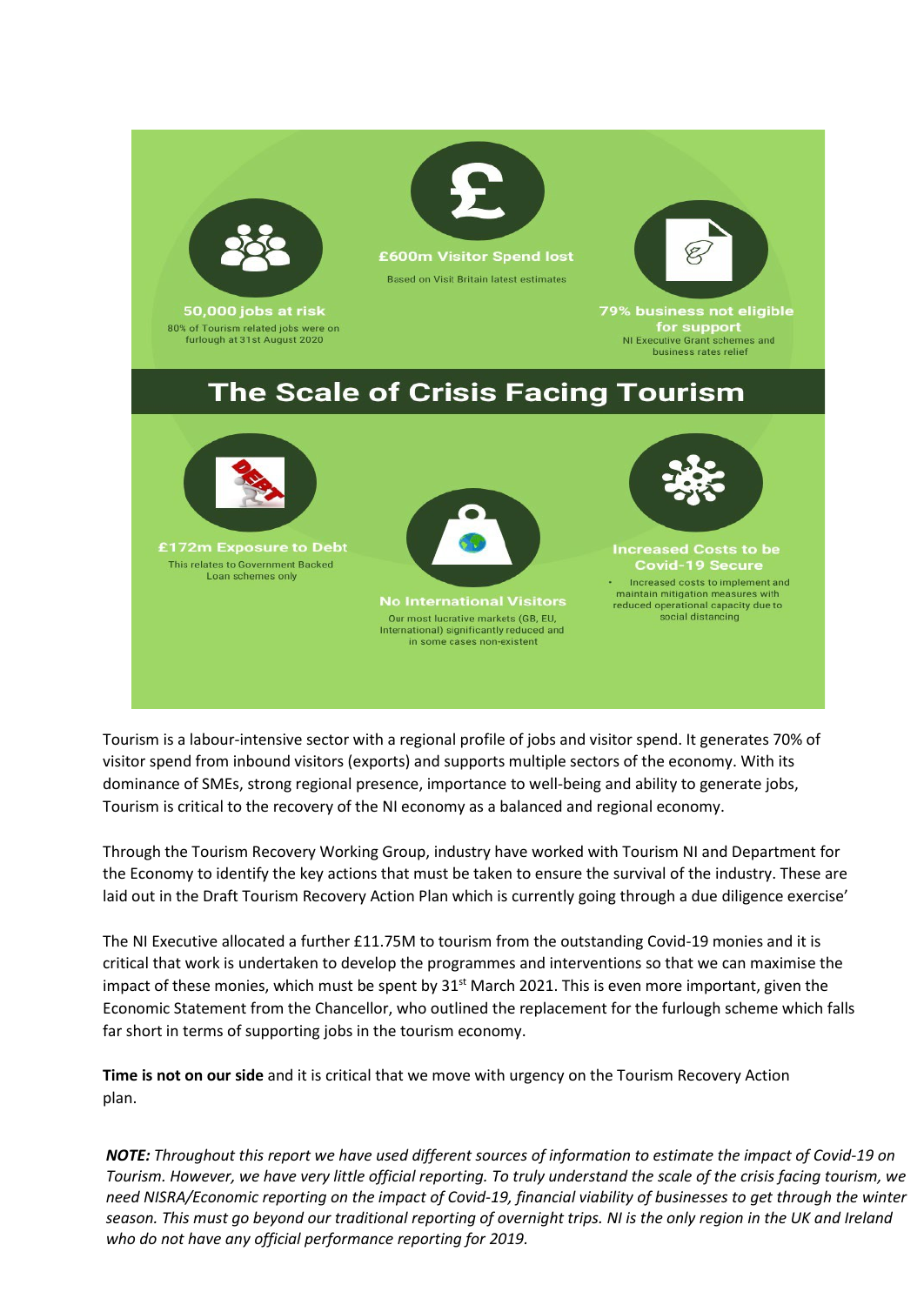**50,000 jobs at risk**
80% of Tourism related jobs were on furlough at 31st August 2020

**£600m Visitor Spend lost**
Based on Visit Britain latest estimates

**79% business not eligible for support**
NI Executive Grant schemes and business rates relief

## The Scale of Crisis Facing Tourism

**£172m Exposure to Debt**
This relates to Government Backed Loan schemes only

**No International Visitors**
Our most lucrative markets (GB, EU, International) significantly reduced and in some cases non-existent

**Increased Costs to be Covid-19 Secure**

- Increased costs to implement and maintain mitigation measures with reduced operational capacity due to social distancing

Tourism is a labour-intensive sector with a regional profile of jobs and visitor spend. It generates 70% of visitor spend from inbound visitors (exports) and supports multiple sectors of the economy. With its dominance of SMEs, strong regional presence, importance to well-being and ability to generate jobs, Tourism is critical to the recovery of the NI economy as a balanced and regional economy.

Through the Tourism Recovery Working Group, industry have worked with Tourism NI and Department for the Economy to identify the key actions that must be taken to ensure the survival of the industry. These are laid out in the Draft Tourism Recovery Action Plan which is currently going through a due diligence exercise'

The NI Executive allocated a further £11.75M to tourism from the outstanding Covid-19 monies and it is critical that work is undertaken to develop the programmes and interventions so that we can maximise the impact of these monies, which must be spent by 31st March 2021. This is even more important, given the Economic Statement from the Chancellor, who outlined the replacement for the furlough scheme which falls far short in terms of supporting jobs in the tourism economy.

**Time is not on our side** and it is critical that we move with urgency on the Tourism Recovery Action plan.

***NOTE:*** *Throughout this report we have used different sources of information to estimate the impact of Covid-19 on Tourism. However, we have very little official reporting. To truly understand the scale of the crisis facing tourism, we need NISRA/Economic reporting on the impact of Covid-19, financial viability of businesses to get through the winter season. This must go beyond our traditional reporting of overnight trips. NI is the only region in the UK and Ireland who do not have any official performance reporting for 2019.*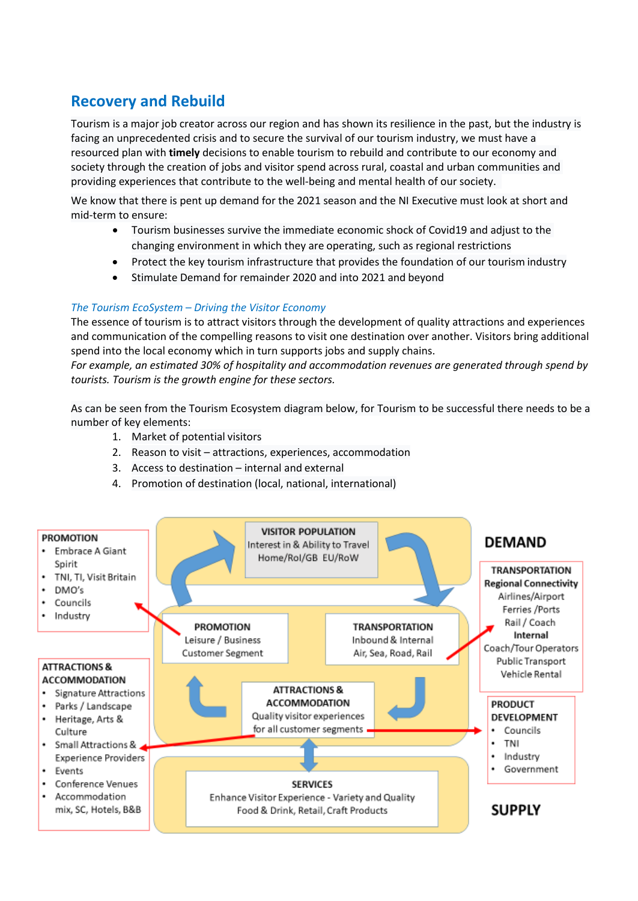## Recovery and Rebuild

Tourism is a major job creator across our region and has shown its resilience in the past, but the industry is facing an unprecedented crisis and to secure the survival of our tourism industry, we must have a resourced plan with **timely** decisions to enable tourism to rebuild and contribute to our economy and society through the creation of jobs and visitor spend across rural, coastal and urban communities and providing experiences that contribute to the well-being and mental health of our society.

We know that there is pent up demand for the 2021 season and the NI Executive must look at short and mid-term to ensure:

- Tourism businesses survive the immediate economic shock of Covid19 and adjust to the changing environment in which they are operating, such as regional restrictions
- Protect the key tourism infrastructure that provides the foundation of our tourism industry
- Stimulate Demand for remainder 2020 and into 2021 and beyond

### *The Tourism EcoSystem – Driving the Visitor Economy*

The essence of tourism is to attract visitors through the development of quality attractions and experiences and communication of the compelling reasons to visit one destination over another. Visitors bring additional spend into the local economy which in turn supports jobs and supply chains.

*For example, an estimated 30% of hospitality and accommodation revenues are generated through spend by tourists. Tourism is the growth engine for these sectors.*

As can be seen from the Tourism Ecosystem diagram below, for Tourism to be successful there needs to be a number of key elements:

1. Market of potential visitors
2. Reason to visit – attractions, experiences, accommodation
3. Access to destination – internal and external
4. Promotion of destination (local, national, international)

**PROMOTION**
- Embrace A Giant Spirit
- TNI, TI, Visit Britain
- DMO's
- Councils
- Industry

**ATTRACTIONS & ACCOMMODATION**
- Signature Attractions
- Parks / Landscape
- Heritage, Arts & Culture
- Small Attractions & Experience Providers
- Events
- Conference Venues
- Accommodation mix, SC, Hotels, B&B

**VISITOR POPULATION**
Interest in & Ability to Travel
Home/RoI/GB EU/RoW

**PROMOTION**
Leisure / Business
Customer Segment

**TRANSPORTATION**
Inbound & Internal
Air, Sea, Road, Rail

**ATTRACTIONS & ACCOMMODATION**
Quality visitor experiences for all customer segments

**SERVICES**
Enhance Visitor Experience - Variety and Quality
Food & Drink, Retail, Craft Products

**DEMAND**

**TRANSPORTATION**
**Regional Connectivity**
Airlines/Airport
Ferries /Ports
Rail / Coach
**Internal**
Coach/Tour Operators
Public Transport
Vehicle Rental

**PRODUCT DEVELOPMENT**
- Councils
- TNI
- Industry
- Government

**SUPPLY**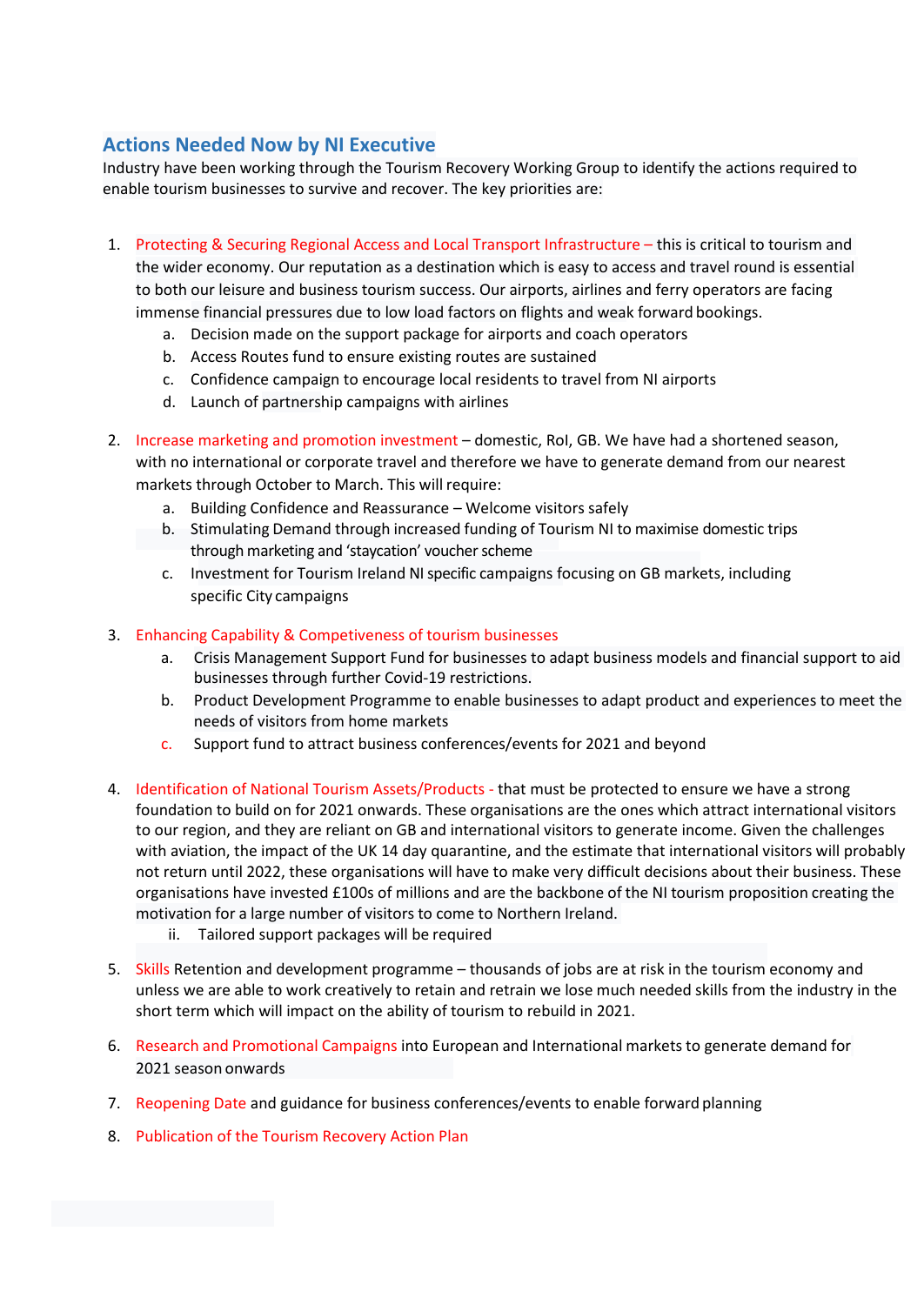## Actions Needed Now by NI Executive

Industry have been working through the Tourism Recovery Working Group to identify the actions required to enable tourism businesses to survive and recover. The key priorities are:

1. Protecting & Securing Regional Access and Local Transport Infrastructure – this is critical to tourism and the wider economy. Our reputation as a destination which is easy to access and travel round is essential to both our leisure and business tourism success. Our airports, airlines and ferry operators are facing immense financial pressures due to low load factors on flights and weak forward bookings.
   a. Decision made on the support package for airports and coach operators
   b. Access Routes fund to ensure existing routes are sustained
   c. Confidence campaign to encourage local residents to travel from NI airports
   d. Launch of partnership campaigns with airlines

2. Increase marketing and promotion investment – domestic, RoI, GB. We have had a shortened season, with no international or corporate travel and therefore we have to generate demand from our nearest markets through October to March. This will require:
   a. Building Confidence and Reassurance – Welcome visitors safely
   b. Stimulating Demand through increased funding of Tourism NI to maximise domestic trips through marketing and 'staycation' voucher scheme
   c. Investment for Tourism Ireland NI specific campaigns focusing on GB markets, including specific City campaigns

3. Enhancing Capability & Competiveness of tourism businesses
   a. Crisis Management Support Fund for businesses to adapt business models and financial support to aid businesses through further Covid-19 restrictions.
   b. Product Development Programme to enable businesses to adapt product and experiences to meet the needs of visitors from home markets
   c. Support fund to attract business conferences/events for 2021 and beyond

4. Identification of National Tourism Assets/Products - that must be protected to ensure we have a strong foundation to build on for 2021 onwards. These organisations are the ones which attract international visitors to our region, and they are reliant on GB and international visitors to generate income. Given the challenges with aviation, the impact of the UK 14 day quarantine, and the estimate that international visitors will probably not return until 2022, these organisations will have to make very difficult decisions about their business. These organisations have invested £100s of millions and are the backbone of the NI tourism proposition creating the motivation for a large number of visitors to come to Northern Ireland.
   ii. Tailored support packages will be required

5. Skills Retention and development programme – thousands of jobs are at risk in the tourism economy and unless we are able to work creatively to retain and retrain we lose much needed skills from the industry in the short term which will impact on the ability of tourism to rebuild in 2021.

6. Research and Promotional Campaigns into European and International markets to generate demand for 2021 season onwards

7. Reopening Date and guidance for business conferences/events to enable forward planning

8. Publication of the Tourism Recovery Action Plan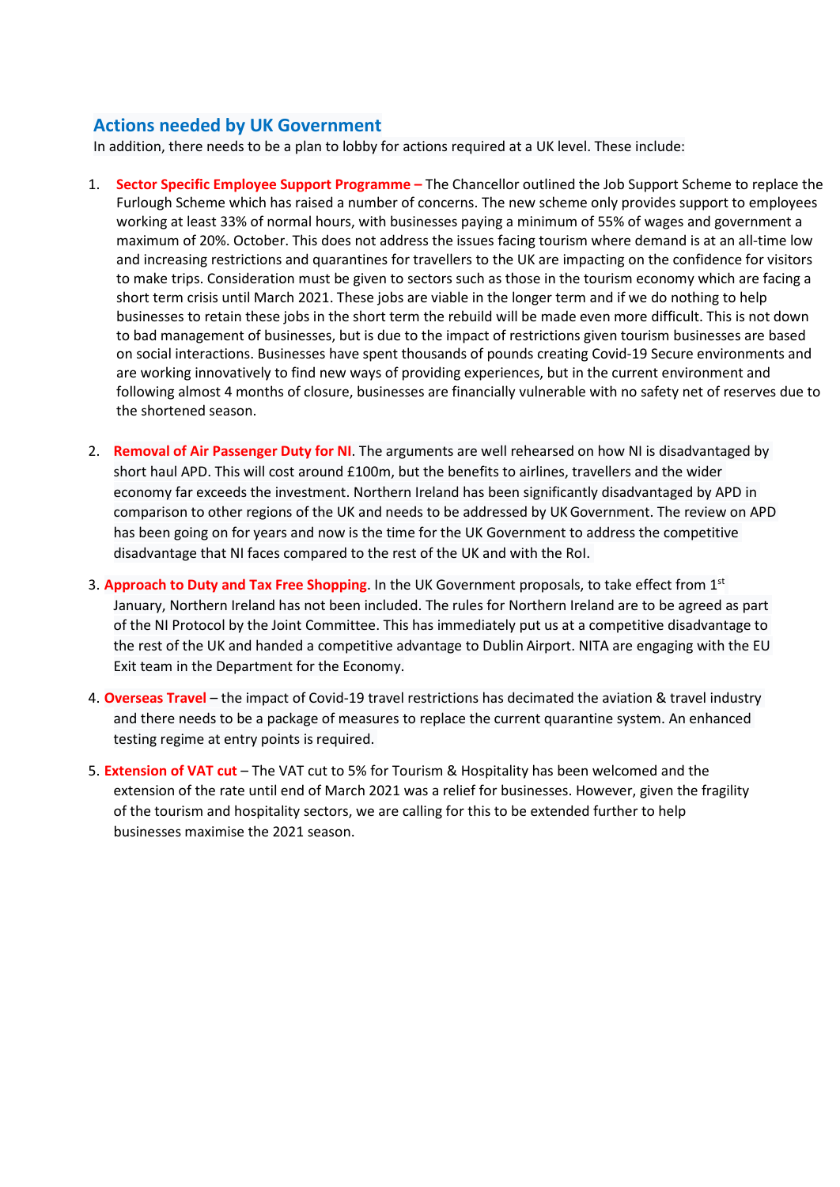## Actions needed by UK Government

In addition, there needs to be a plan to lobby for actions required at a UK level. These include:

1. **Sector Specific Employee Support Programme –** The Chancellor outlined the Job Support Scheme to replace the Furlough Scheme which has raised a number of concerns. The new scheme only provides support to employees working at least 33% of normal hours, with businesses paying a minimum of 55% of wages and government a maximum of 20%. October. This does not address the issues facing tourism where demand is at an all-time low and increasing restrictions and quarantines for travellers to the UK are impacting on the confidence for visitors to make trips. Consideration must be given to sectors such as those in the tourism economy which are facing a short term crisis until March 2021. These jobs are viable in the longer term and if we do nothing to help businesses to retain these jobs in the short term the rebuild will be made even more difficult. This is not down to bad management of businesses, but is due to the impact of restrictions given tourism businesses are based on social interactions. Businesses have spent thousands of pounds creating Covid-19 Secure environments and are working innovatively to find new ways of providing experiences, but in the current environment and following almost 4 months of closure, businesses are financially vulnerable with no safety net of reserves due to the shortened season.

2. **Removal of Air Passenger Duty for NI**. The arguments are well rehearsed on how NI is disadvantaged by short haul APD. This will cost around £100m, but the benefits to airlines, travellers and the wider economy far exceeds the investment. Northern Ireland has been significantly disadvantaged by APD in comparison to other regions of the UK and needs to be addressed by UK Government. The review on APD has been going on for years and now is the time for the UK Government to address the competitive disadvantage that NI faces compared to the rest of the UK and with the RoI.

3. **Approach to Duty and Tax Free Shopping**. In the UK Government proposals, to take effect from 1st January, Northern Ireland has not been included. The rules for Northern Ireland are to be agreed as part of the NI Protocol by the Joint Committee. This has immediately put us at a competitive disadvantage to the rest of the UK and handed a competitive advantage to Dublin Airport. NITA are engaging with the EU Exit team in the Department for the Economy.

4. **Overseas Travel** – the impact of Covid-19 travel restrictions has decimated the aviation & travel industry and there needs to be a package of measures to replace the current quarantine system. An enhanced testing regime at entry points is required.

5. **Extension of VAT cut** – The VAT cut to 5% for Tourism & Hospitality has been welcomed and the extension of the rate until end of March 2021 was a relief for businesses. However, given the fragility of the tourism and hospitality sectors, we are calling for this to be extended further to help businesses maximise the 2021 season.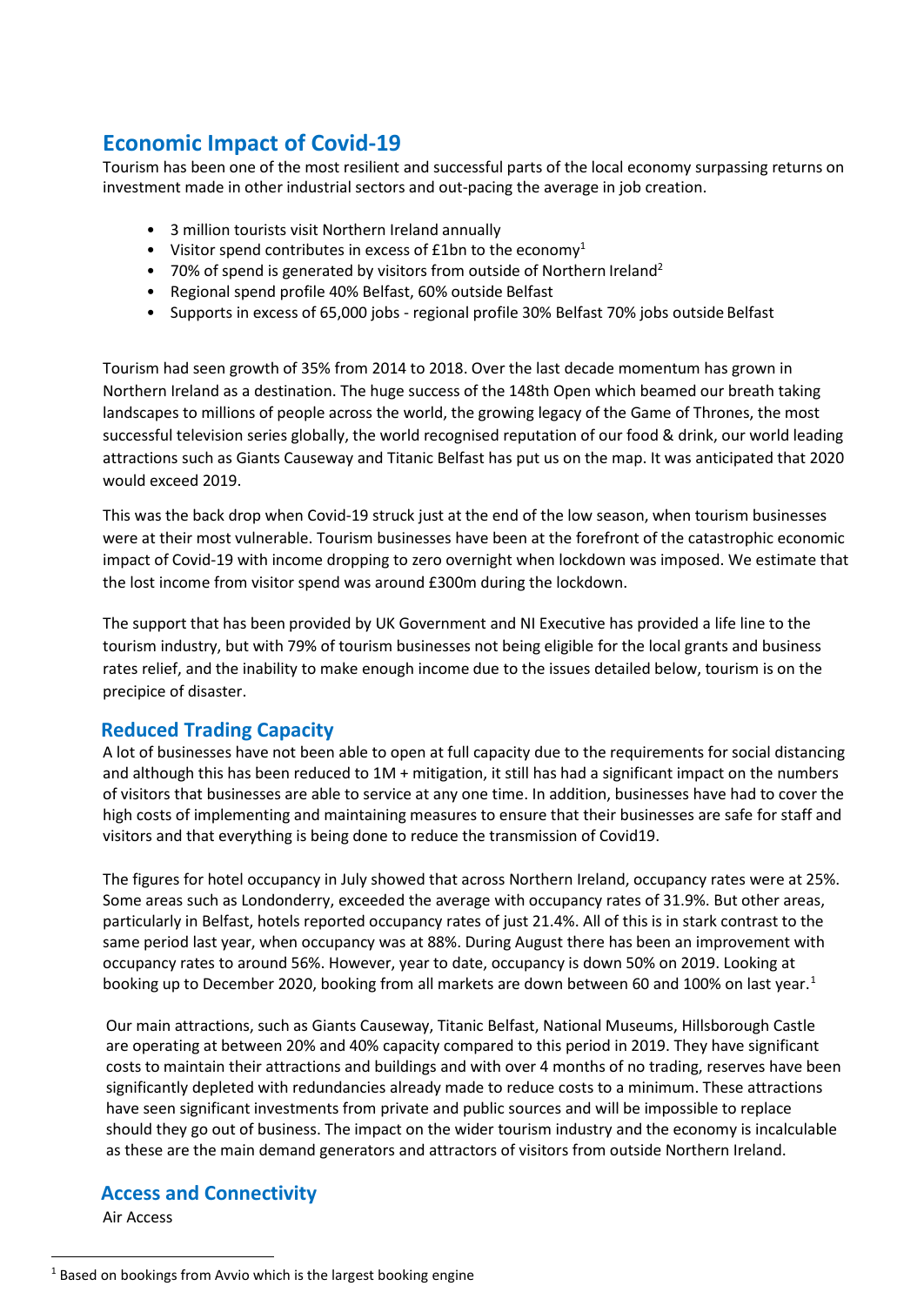## Economic Impact of Covid-19

Tourism has been one of the most resilient and successful parts of the local economy surpassing returns on investment made in other industrial sectors and out-pacing the average in job creation.

- 3 million tourists visit Northern Ireland annually
- Visitor spend contributes in excess of £1bn to the economy[1]
- 70% of spend is generated by visitors from outside of Northern Ireland[2]
- Regional spend profile 40% Belfast, 60% outside Belfast
- Supports in excess of 65,000 jobs - regional profile 30% Belfast 70% jobs outside Belfast

Tourism had seen growth of 35% from 2014 to 2018. Over the last decade momentum has grown in Northern Ireland as a destination. The huge success of the 148th Open which beamed our breath taking landscapes to millions of people across the world, the growing legacy of the Game of Thrones, the most successful television series globally, the world recognised reputation of our food & drink, our world leading attractions such as Giants Causeway and Titanic Belfast has put us on the map. It was anticipated that 2020 would exceed 2019.

This was the back drop when Covid-19 struck just at the end of the low season, when tourism businesses were at their most vulnerable. Tourism businesses have been at the forefront of the catastrophic economic impact of Covid-19 with income dropping to zero overnight when lockdown was imposed. We estimate that the lost income from visitor spend was around £300m during the lockdown.

The support that has been provided by UK Government and NI Executive has provided a life line to the tourism industry, but with 79% of tourism businesses not being eligible for the local grants and business rates relief, and the inability to make enough income due to the issues detailed below, tourism is on the precipice of disaster.

### Reduced Trading Capacity

A lot of businesses have not been able to open at full capacity due to the requirements for social distancing and although this has been reduced to 1M + mitigation, it still has had a significant impact on the numbers of visitors that businesses are able to service at any one time. In addition, businesses have had to cover the high costs of implementing and maintaining measures to ensure that their businesses are safe for staff and visitors and that everything is being done to reduce the transmission of Covid19.

The figures for hotel occupancy in July showed that across Northern Ireland, occupancy rates were at 25%. Some areas such as Londonderry, exceeded the average with occupancy rates of 31.9%. But other areas, particularly in Belfast, hotels reported occupancy rates of just 21.4%. All of this is in stark contrast to the same period last year, when occupancy was at 88%. During August there has been an improvement with occupancy rates to around 56%. However, year to date, occupancy is down 50% on 2019. Looking at booking up to December 2020, booking from all markets are down between 60 and 100% on last year.[1]

Our main attractions, such as Giants Causeway, Titanic Belfast, National Museums, Hillsborough Castle are operating at between 20% and 40% capacity compared to this period in 2019. They have significant costs to maintain their attractions and buildings and with over 4 months of no trading, reserves have been significantly depleted with redundancies already made to reduce costs to a minimum. These attractions have seen significant investments from private and public sources and will be impossible to replace should they go out of business. The impact on the wider tourism industry and the economy is incalculable as these are the main demand generators and attractors of visitors from outside Northern Ireland.

### Access and Connectivity

Air Access

[1] Based on bookings from Avvio which is the largest booking engine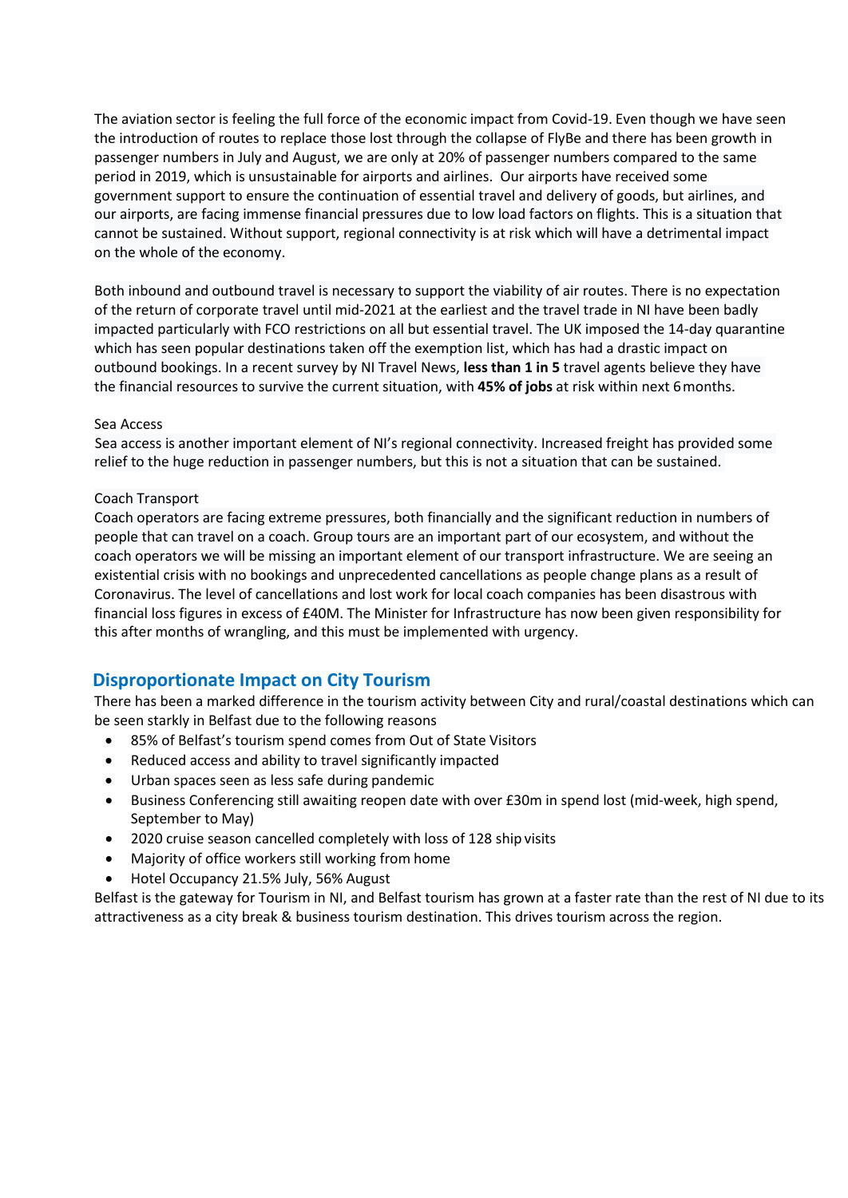The aviation sector is feeling the full force of the economic impact from Covid-19. Even though we have seen the introduction of routes to replace those lost through the collapse of FlyBe and there has been growth in passenger numbers in July and August, we are only at 20% of passenger numbers compared to the same period in 2019, which is unsustainable for airports and airlines. Our airports have received some government support to ensure the continuation of essential travel and delivery of goods, but airlines, and our airports, are facing immense financial pressures due to low load factors on flights. This is a situation that cannot be sustained. Without support, regional connectivity is at risk which will have a detrimental impact on the whole of the economy.

Both inbound and outbound travel is necessary to support the viability of air routes. There is no expectation of the return of corporate travel until mid-2021 at the earliest and the travel trade in NI have been badly impacted particularly with FCO restrictions on all but essential travel. The UK imposed the 14-day quarantine which has seen popular destinations taken off the exemption list, which has had a drastic impact on outbound bookings. In a recent survey by NI Travel News, **less than 1 in 5** travel agents believe they have the financial resources to survive the current situation, with **45% of jobs** at risk within next 6 months.

Sea Access

Sea access is another important element of NI's regional connectivity. Increased freight has provided some relief to the huge reduction in passenger numbers, but this is not a situation that can be sustained.

Coach Transport

Coach operators are facing extreme pressures, both financially and the significant reduction in numbers of people that can travel on a coach. Group tours are an important part of our ecosystem, and without the coach operators we will be missing an important element of our transport infrastructure. We are seeing an existential crisis with no bookings and unprecedented cancellations as people change plans as a result of Coronavirus. The level of cancellations and lost work for local coach companies has been disastrous with financial loss figures in excess of £40M. The Minister for Infrastructure has now been given responsibility for this after months of wrangling, and this must be implemented with urgency.

## Disproportionate Impact on City Tourism

There has been a marked difference in the tourism activity between City and rural/coastal destinations which can be seen starkly in Belfast due to the following reasons

- 85% of Belfast's tourism spend comes from Out of State Visitors
- Reduced access and ability to travel significantly impacted
- Urban spaces seen as less safe during pandemic
- Business Conferencing still awaiting reopen date with over £30m in spend lost (mid-week, high spend, September to May)
- 2020 cruise season cancelled completely with loss of 128 ship visits
- Majority of office workers still working from home
- Hotel Occupancy 21.5% July, 56% August

Belfast is the gateway for Tourism in NI, and Belfast tourism has grown at a faster rate than the rest of NI due to its attractiveness as a city break & business tourism destination. This drives tourism across the region.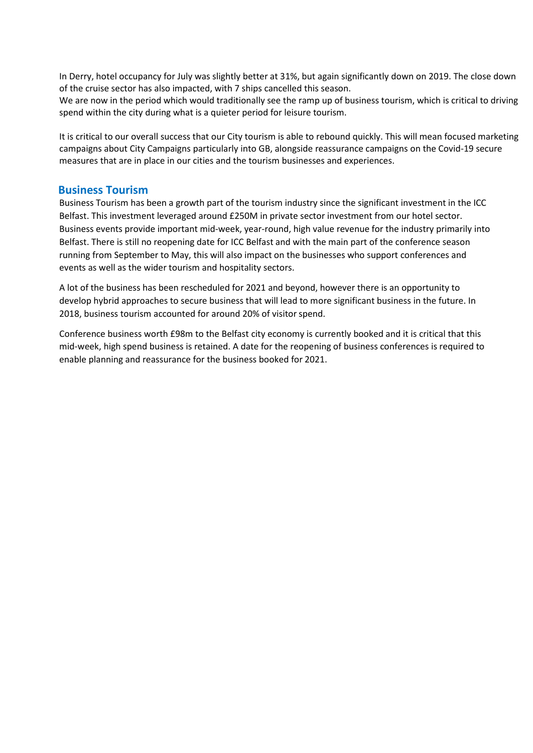In Derry, hotel occupancy for July was slightly better at 31%, but again significantly down on 2019. The close down of the cruise sector has also impacted, with 7 ships cancelled this season.
We are now in the period which would traditionally see the ramp up of business tourism, which is critical to driving spend within the city during what is a quieter period for leisure tourism.

It is critical to our overall success that our City tourism is able to rebound quickly. This will mean focused marketing campaigns about City Campaigns particularly into GB, alongside reassurance campaigns on the Covid-19 secure measures that are in place in our cities and the tourism businesses and experiences.

## Business Tourism

Business Tourism has been a growth part of the tourism industry since the significant investment in the ICC Belfast. This investment leveraged around £250M in private sector investment from our hotel sector. Business events provide important mid-week, year-round, high value revenue for the industry primarily into Belfast. There is still no reopening date for ICC Belfast and with the main part of the conference season running from September to May, this will also impact on the businesses who support conferences and events as well as the wider tourism and hospitality sectors.

A lot of the business has been rescheduled for 2021 and beyond, however there is an opportunity to develop hybrid approaches to secure business that will lead to more significant business in the future. In 2018, business tourism accounted for around 20% of visitor spend.

Conference business worth £98m to the Belfast city economy is currently booked and it is critical that this mid-week, high spend business is retained. A date for the reopening of business conferences is required to enable planning and reassurance for the business booked for 2021.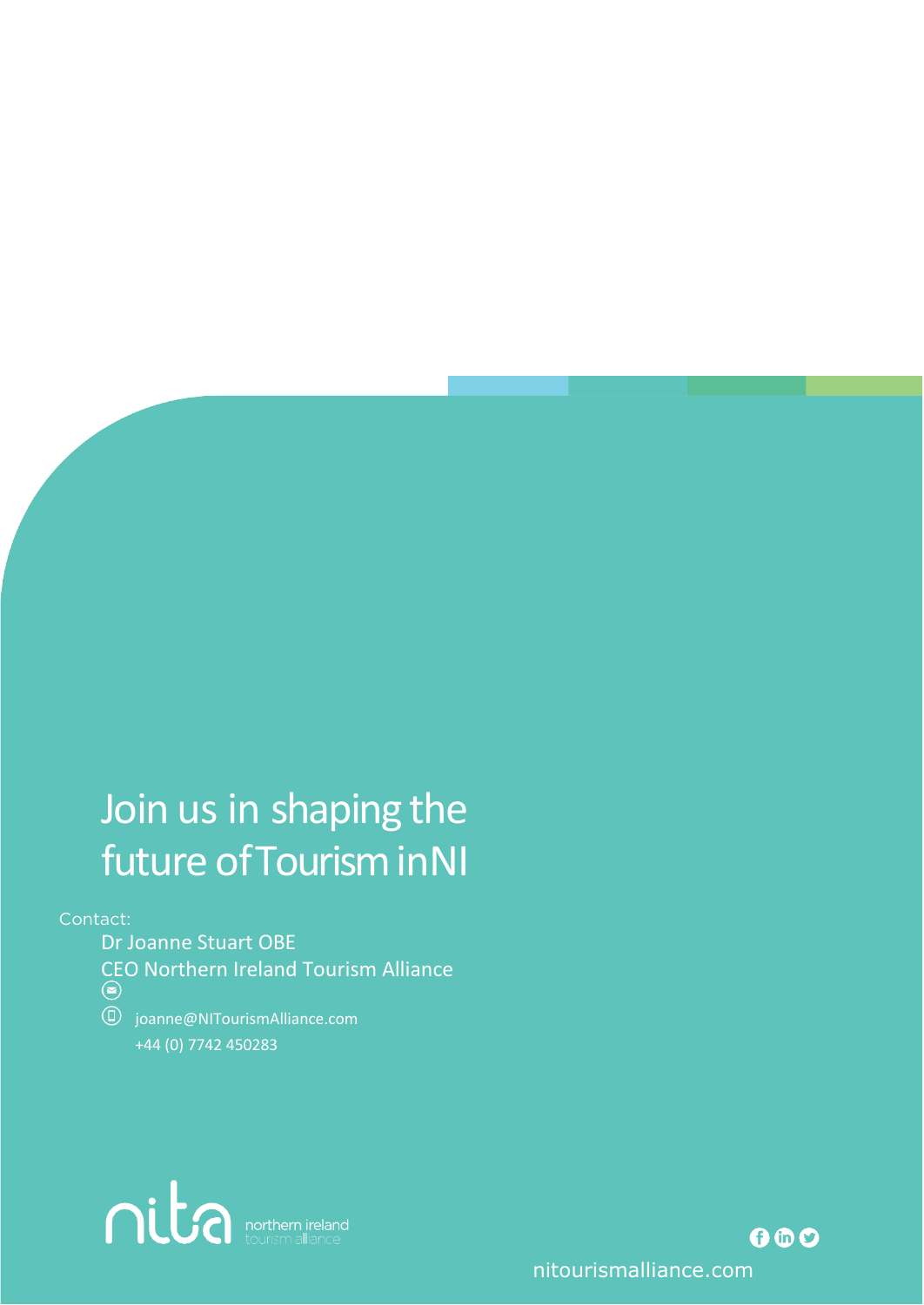# Join us in shaping the future of Tourism in NI

Contact:

Dr Joanne Stuart OBE

CEO Northern Ireland Tourism Alliance

joanne@NITourismAlliance.com

+44 (0) 7742 450283

nita northern ireland tourism alliance

nitourismalliance.com